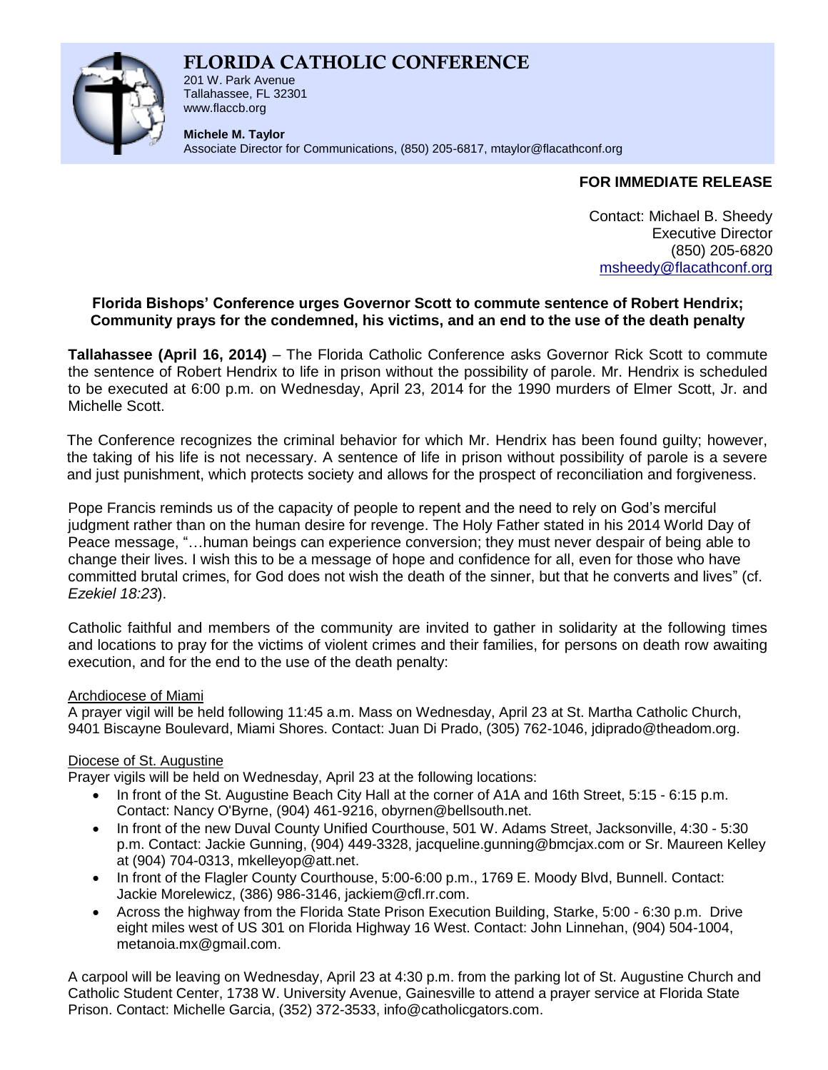# FLORIDA CATHOLIC CONFERENCE

201 W. Park Avenue
Tallahassee, FL 32301
www.flaccb.org

**Michele M. Taylor**
Associate Director for Communications, (850) 205-6817, mtaylor@flacathconf.org

**FOR IMMEDIATE RELEASE**

Contact: Michael B. Sheedy
Executive Director
(850) 205-6820
msheedy@flacathconf.org

**Florida Bishops' Conference urges Governor Scott to commute sentence of Robert Hendrix; Community prays for the condemned, his victims, and an end to the use of the death penalty**

**Tallahassee (April 16, 2014)** – The Florida Catholic Conference asks Governor Rick Scott to commute the sentence of Robert Hendrix to life in prison without the possibility of parole. Mr. Hendrix is scheduled to be executed at 6:00 p.m. on Wednesday, April 23, 2014 for the 1990 murders of Elmer Scott, Jr. and Michelle Scott.

The Conference recognizes the criminal behavior for which Mr. Hendrix has been found guilty; however, the taking of his life is not necessary. A sentence of life in prison without possibility of parole is a severe and just punishment, which protects society and allows for the prospect of reconciliation and forgiveness.

Pope Francis reminds us of the capacity of people to repent and the need to rely on God's merciful judgment rather than on the human desire for revenge. The Holy Father stated in his 2014 World Day of Peace message, "…human beings can experience conversion; they must never despair of being able to change their lives. I wish this to be a message of hope and confidence for all, even for those who have committed brutal crimes, for God does not wish the death of the sinner, but that he converts and lives" (cf. *Ezekiel 18:23*).

Catholic faithful and members of the community are invited to gather in solidarity at the following times and locations to pray for the victims of violent crimes and their families, for persons on death row awaiting execution, and for the end to the use of the death penalty:

Archdiocese of Miami

A prayer vigil will be held following 11:45 a.m. Mass on Wednesday, April 23 at St. Martha Catholic Church, 9401 Biscayne Boulevard, Miami Shores. Contact: Juan Di Prado, (305) 762-1046, jdiprado@theadom.org.

Diocese of St. Augustine

Prayer vigils will be held on Wednesday, April 23 at the following locations:

- In front of the St. Augustine Beach City Hall at the corner of A1A and 16th Street, 5:15 - 6:15 p.m. Contact: Nancy O'Byrne, (904) 461-9216, obyrnen@bellsouth.net.
- In front of the new Duval County Unified Courthouse, 501 W. Adams Street, Jacksonville, 4:30 - 5:30 p.m. Contact: Jackie Gunning, (904) 449-3328, jacqueline.gunning@bmcjax.com or Sr. Maureen Kelley at (904) 704-0313, mkelleyop@att.net.
- In front of the Flagler County Courthouse, 5:00-6:00 p.m., 1769 E. Moody Blvd, Bunnell. Contact: Jackie Morelewicz, (386) 986-3146, jackiem@cfl.rr.com.
- Across the highway from the Florida State Prison Execution Building, Starke, 5:00 - 6:30 p.m. Drive eight miles west of US 301 on Florida Highway 16 West. Contact: John Linnehan, (904) 504-1004, metanoia.mx@gmail.com.

A carpool will be leaving on Wednesday, April 23 at 4:30 p.m. from the parking lot of St. Augustine Church and Catholic Student Center, 1738 W. University Avenue, Gainesville to attend a prayer service at Florida State Prison. Contact: Michelle Garcia, (352) 372-3533, info@catholicgators.com.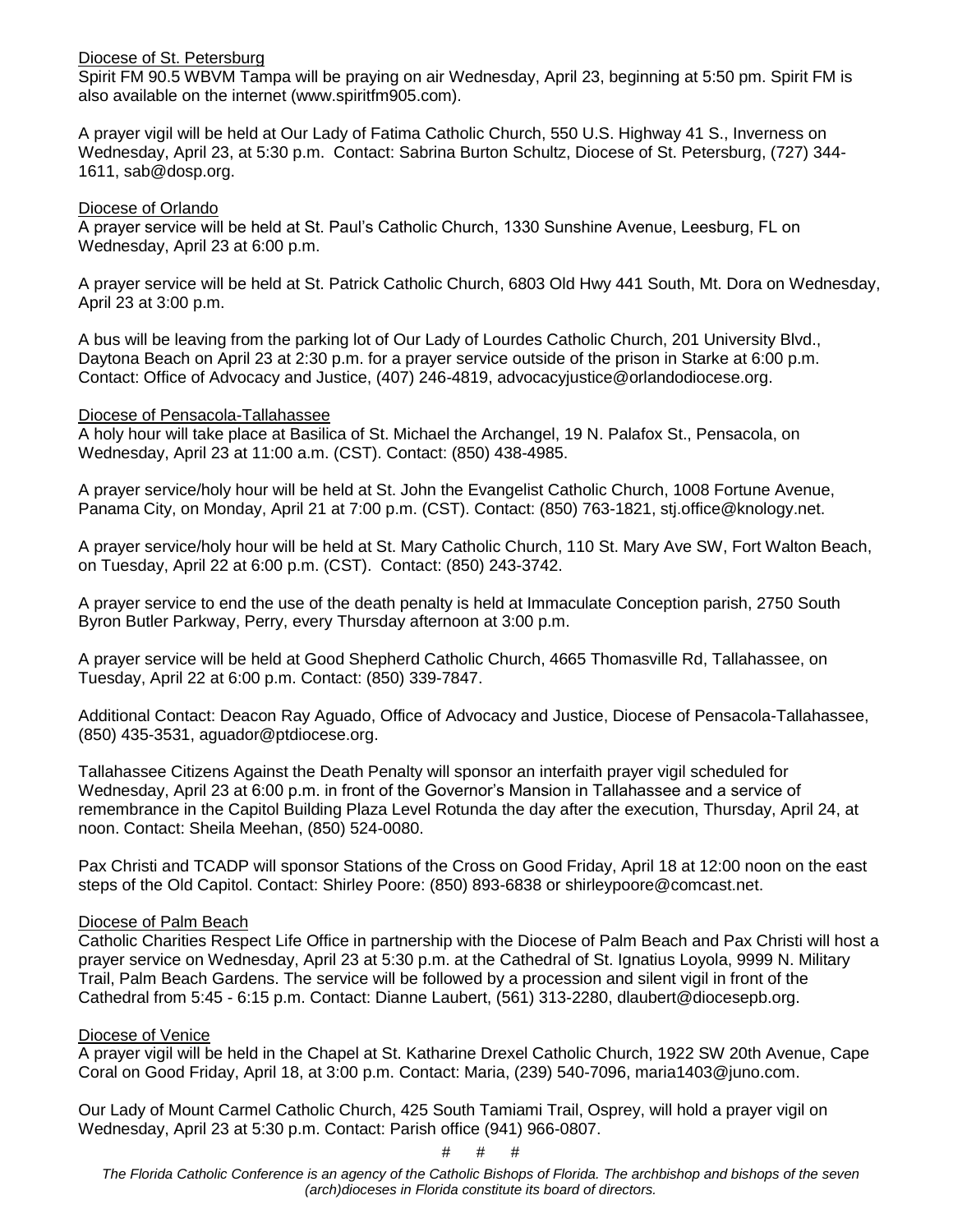Diocese of St. Petersburg

Spirit FM 90.5 WBVM Tampa will be praying on air Wednesday, April 23, beginning at 5:50 pm. Spirit FM is also available on the internet (www.spiritfm905.com).

A prayer vigil will be held at Our Lady of Fatima Catholic Church, 550 U.S. Highway 41 S., Inverness on Wednesday, April 23, at 5:30 p.m. Contact: Sabrina Burton Schultz, Diocese of St. Petersburg, (727) 344-1611, sab@dosp.org.

Diocese of Orlando

A prayer service will be held at St. Paul's Catholic Church, 1330 Sunshine Avenue, Leesburg, FL on Wednesday, April 23 at 6:00 p.m.

A prayer service will be held at St. Patrick Catholic Church, 6803 Old Hwy 441 South, Mt. Dora on Wednesday, April 23 at 3:00 p.m.

A bus will be leaving from the parking lot of Our Lady of Lourdes Catholic Church, 201 University Blvd., Daytona Beach on April 23 at 2:30 p.m. for a prayer service outside of the prison in Starke at 6:00 p.m. Contact: Office of Advocacy and Justice, (407) 246-4819, advocacyjustice@orlandodiocese.org.

Diocese of Pensacola-Tallahassee

A holy hour will take place at Basilica of St. Michael the Archangel, 19 N. Palafox St., Pensacola, on Wednesday, April 23 at 11:00 a.m. (CST). Contact: (850) 438-4985.

A prayer service/holy hour will be held at St. John the Evangelist Catholic Church, 1008 Fortune Avenue, Panama City, on Monday, April 21 at 7:00 p.m. (CST). Contact: (850) 763-1821, stj.office@knology.net.

A prayer service/holy hour will be held at St. Mary Catholic Church, 110 St. Mary Ave SW, Fort Walton Beach, on Tuesday, April 22 at 6:00 p.m. (CST). Contact: (850) 243-3742.

A prayer service to end the use of the death penalty is held at Immaculate Conception parish, 2750 South Byron Butler Parkway, Perry, every Thursday afternoon at 3:00 p.m.

A prayer service will be held at Good Shepherd Catholic Church, 4665 Thomasville Rd, Tallahassee, on Tuesday, April 22 at 6:00 p.m. Contact: (850) 339-7847.

Additional Contact: Deacon Ray Aguado, Office of Advocacy and Justice, Diocese of Pensacola-Tallahassee, (850) 435-3531, aguador@ptdiocese.org.

Tallahassee Citizens Against the Death Penalty will sponsor an interfaith prayer vigil scheduled for Wednesday, April 23 at 6:00 p.m. in front of the Governor's Mansion in Tallahassee and a service of remembrance in the Capitol Building Plaza Level Rotunda the day after the execution, Thursday, April 24, at noon. Contact: Sheila Meehan, (850) 524-0080.

Pax Christi and TCADP will sponsor Stations of the Cross on Good Friday, April 18 at 12:00 noon on the east steps of the Old Capitol. Contact: Shirley Poore: (850) 893-6838 or shirleypoore@comcast.net.

Diocese of Palm Beach

Catholic Charities Respect Life Office in partnership with the Diocese of Palm Beach and Pax Christi will host a prayer service on Wednesday, April 23 at 5:30 p.m. at the Cathedral of St. Ignatius Loyola, 9999 N. Military Trail, Palm Beach Gardens. The service will be followed by a procession and silent vigil in front of the Cathedral from 5:45 - 6:15 p.m. Contact: Dianne Laubert, (561) 313-2280, dlaubert@diocesepb.org.

Diocese of Venice

A prayer vigil will be held in the Chapel at St. Katharine Drexel Catholic Church, 1922 SW 20th Avenue, Cape Coral on Good Friday, April 18, at 3:00 p.m. Contact: Maria, (239) 540-7096, maria1403@juno.com.

Our Lady of Mount Carmel Catholic Church, 425 South Tamiami Trail, Osprey, will hold a prayer vigil on Wednesday, April 23 at 5:30 p.m. Contact: Parish office (941) 966-0807.

# # #

*The Florida Catholic Conference is an agency of the Catholic Bishops of Florida. The archbishop and bishops of the seven (arch)dioceses in Florida constitute its board of directors.*